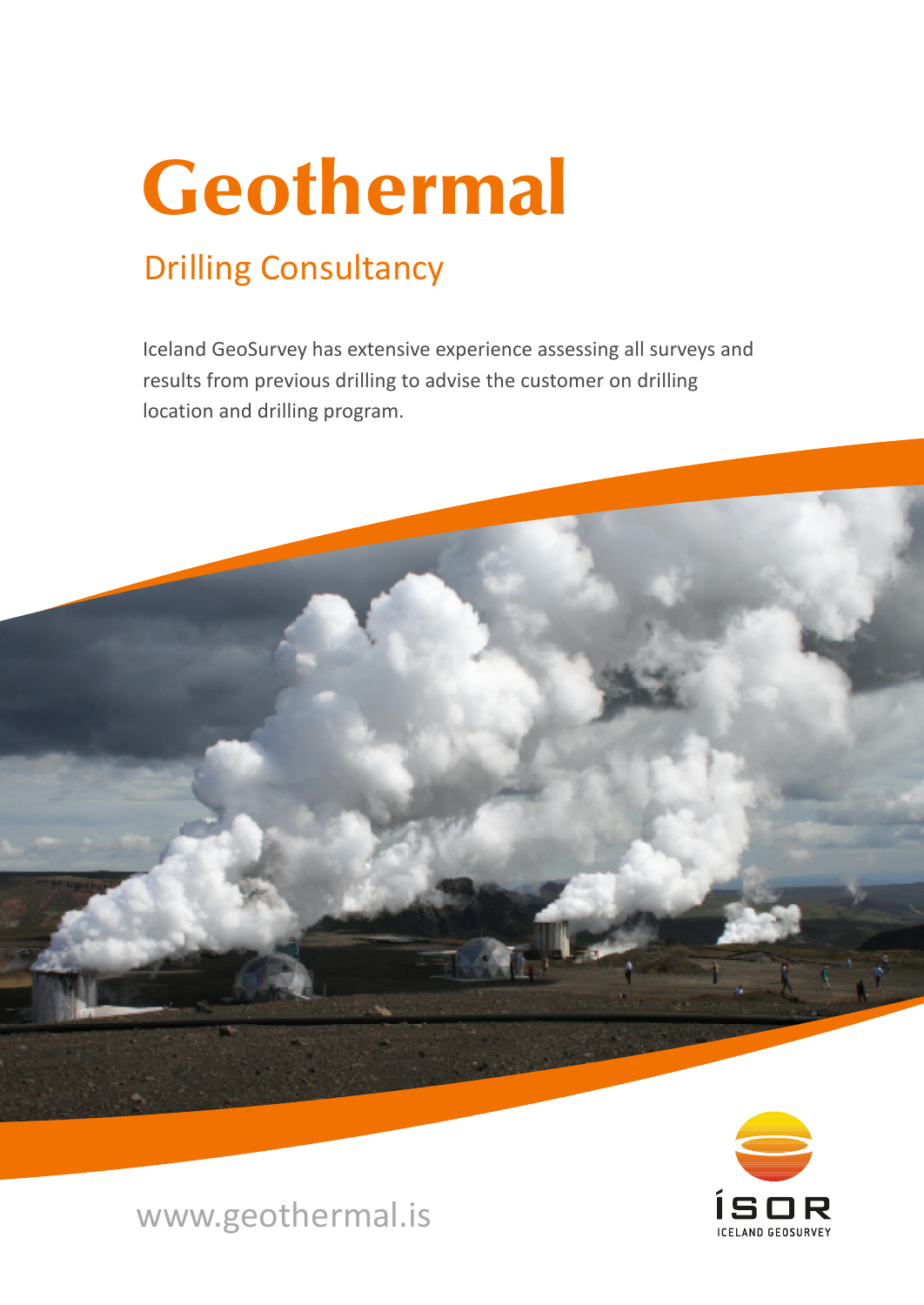# Geothermal

## Drilling Consultancy

Iceland GeoSurvey has extensive experience assessing all surveys and results from previous drilling to advise the customer on drilling location and drilling program.

www.geothermal.is

ÍSOR
ICELAND GEOSURVEY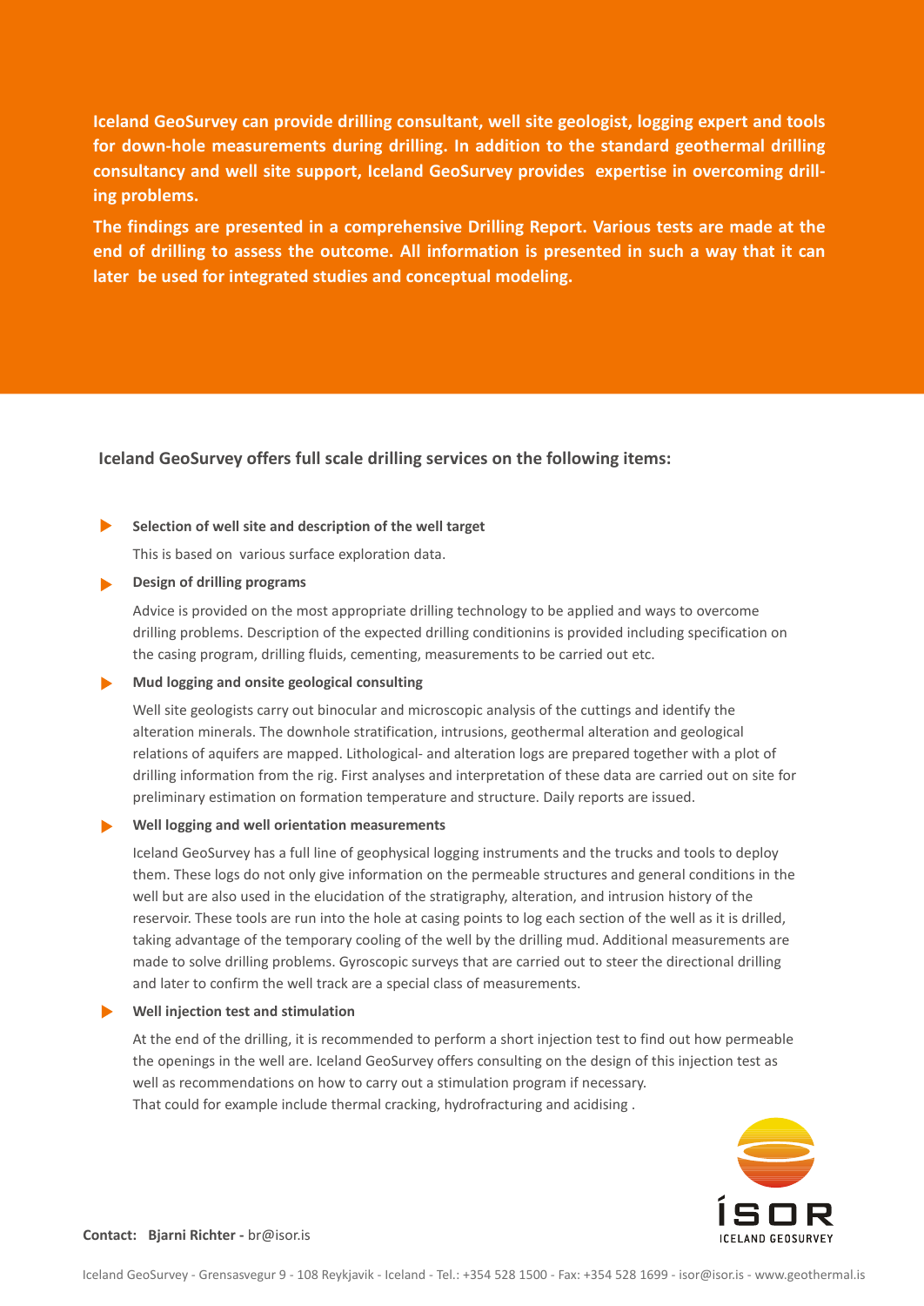**Iceland GeoSurvey can provide drilling consultant, well site geologist, logging expert and tools for down-hole measurements during drilling. In addition to the standard geothermal drilling consultancy and well site support, Iceland GeoSurvey provides expertise in overcoming drilling problems.**

**The findings are presented in a comprehensive Drilling Report. Various tests are made at the end of drilling to assess the outcome. All information is presented in such a way that it can later be used for integrated studies and conceptual modeling.**

## Iceland GeoSurvey offers full scale drilling services on the following items:

- **Selection of well site and description of the well target**

  This is based on various surface exploration data.

- **Design of drilling programs**

  Advice is provided on the most appropriate drilling technology to be applied and ways to overcome drilling problems. Description of the expected drilling conditionins is provided including specification on the casing program, drilling fluids, cementing, measurements to be carried out etc.

- **Mud logging and onsite geological consulting**

  Well site geologists carry out binocular and microscopic analysis of the cuttings and identify the alteration minerals. The downhole stratification, intrusions, geothermal alteration and geological relations of aquifers are mapped. Lithological- and alteration logs are prepared together with a plot of drilling information from the rig. First analyses and interpretation of these data are carried out on site for preliminary estimation on formation temperature and structure. Daily reports are issued.

- **Well logging and well orientation measurements**

  Iceland GeoSurvey has a full line of geophysical logging instruments and the trucks and tools to deploy them. These logs do not only give information on the permeable structures and general conditions in the well but are also used in the elucidation of the stratigraphy, alteration, and intrusion history of the reservoir. These tools are run into the hole at casing points to log each section of the well as it is drilled, taking advantage of the temporary cooling of the well by the drilling mud. Additional measurements are made to solve drilling problems. Gyroscopic surveys that are carried out to steer the directional drilling and later to confirm the well track are a special class of measurements.

- **Well injection test and stimulation**

  At the end of the drilling, it is recommended to perform a short injection test to find out how permeable the openings in the well are. Iceland GeoSurvey offers consulting on the design of this injection test as well as recommendations on how to carry out a stimulation program if necessary. That could for example include thermal cracking, hydrofracturing and acidising .

ÍSOR
ICELAND GEOSURVEY

**Contact: Bjarni Richter -** br@isor.is

Iceland GeoSurvey - Grensasvegur 9 - 108 Reykjavik - Iceland - Tel.: +354 528 1500 - Fax: +354 528 1699 - isor@isor.is - www.geothermal.is